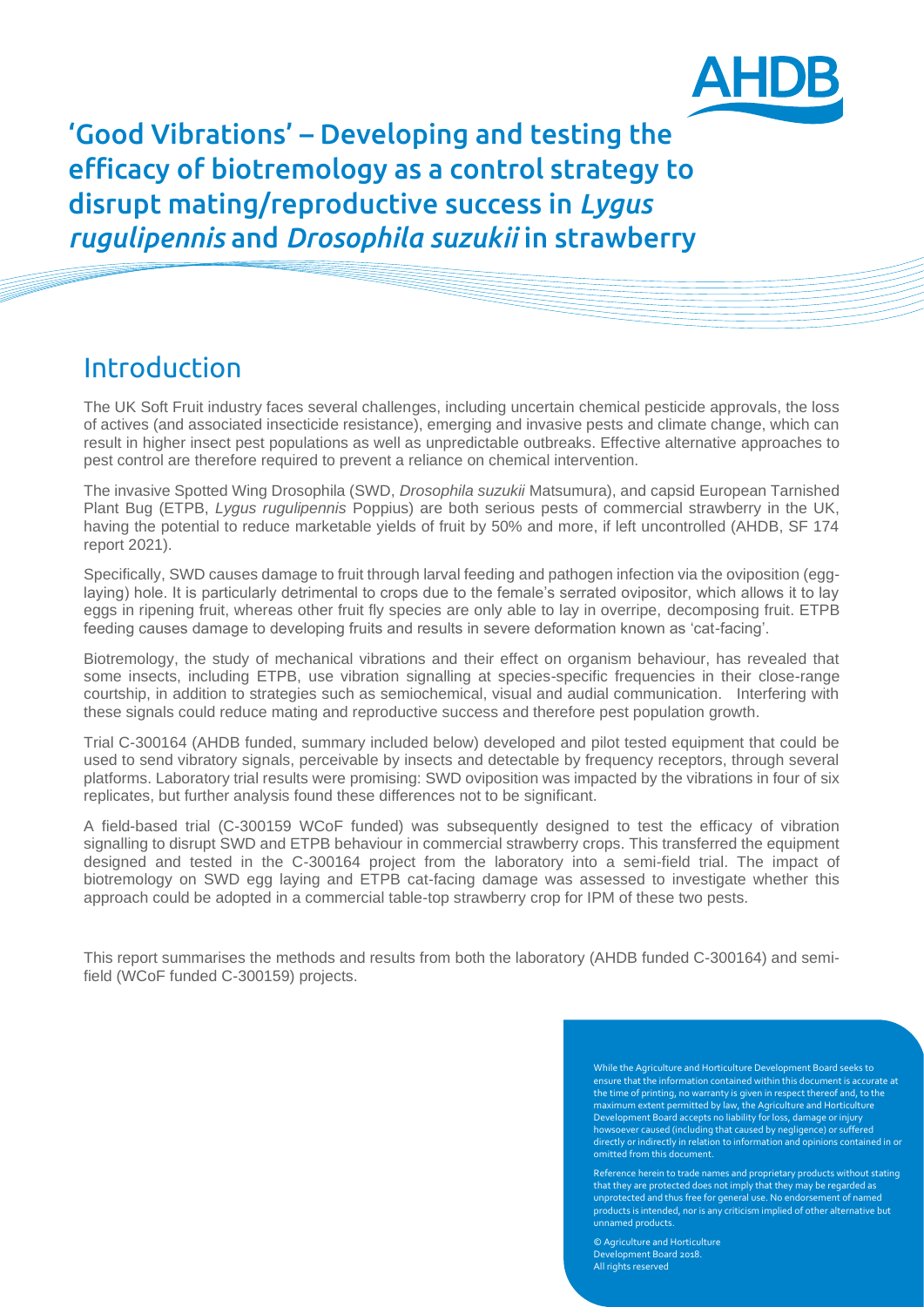# 'Good Vibrations' – Developing and testing the efficacy of biotremology as a control strategy to disrupt mating/reproductive success in *Lygus rugulipennis* and *Drosophila suzukii* in strawberry

## Introduction

The UK Soft Fruit industry faces several challenges, including uncertain chemical pesticide approvals, the loss of actives (and associated insecticide resistance), emerging and invasive pests and climate change, which can result in higher insect pest populations as well as unpredictable outbreaks. Effective alternative approaches to pest control are therefore required to prevent a reliance on chemical intervention.

The invasive Spotted Wing Drosophila (SWD, *Drosophila suzukii* Matsumura), and capsid European Tarnished Plant Bug (ETPB, *Lygus rugulipennis* Poppius) are both serious pests of commercial strawberry in the UK, having the potential to reduce marketable yields of fruit by 50% and more, if left uncontrolled (AHDB, SF 174 report 2021).

Specifically, SWD causes damage to fruit through larval feeding and pathogen infection via the oviposition (egg-laying) hole. It is particularly detrimental to crops due to the female's serrated ovipositor, which allows it to lay eggs in ripening fruit, whereas other fruit fly species are only able to lay in overripe, decomposing fruit. ETPB feeding causes damage to developing fruits and results in severe deformation known as 'cat-facing'.

Biotremology, the study of mechanical vibrations and their effect on organism behaviour, has revealed that some insects, including ETPB, use vibration signalling at species-specific frequencies in their close-range courtship, in addition to strategies such as semiochemical, visual and audial communication. Interfering with these signals could reduce mating and reproductive success and therefore pest population growth.

Trial C-300164 (AHDB funded, summary included below) developed and pilot tested equipment that could be used to send vibratory signals, perceivable by insects and detectable by frequency receptors, through several platforms. Laboratory trial results were promising: SWD oviposition was impacted by the vibrations in four of six replicates, but further analysis found these differences not to be significant.

A field-based trial (C-300159 WCoF funded) was subsequently designed to test the efficacy of vibration signalling to disrupt SWD and ETPB behaviour in commercial strawberry crops. This transferred the equipment designed and tested in the C-300164 project from the laboratory into a semi-field trial. The impact of biotremology on SWD egg laying and ETPB cat-facing damage was assessed to investigate whether this approach could be adopted in a commercial table-top strawberry crop for IPM of these two pests.

This report summarises the methods and results from both the laboratory (AHDB funded C-300164) and semi-field (WCoF funded C-300159) projects.

While the Agriculture and Horticulture Development Board seeks to ensure that the information contained within this document is accurate at the time of printing, no warranty is given in respect thereof and, to the maximum extent permitted by law, the Agriculture and Horticulture Development Board accepts no liability for loss, damage or injury howsoever caused (including that caused by negligence) or suffered directly or indirectly in relation to information and opinions contained in or omitted from this document.

Reference herein to trade names and proprietary products without stating that they are protected does not imply that they may be regarded as unprotected and thus free for general use. No endorsement of named products is intended, nor is any criticism implied of other alternative but unnamed products.

© Agriculture and Horticulture Development Board 2018. All rights reserved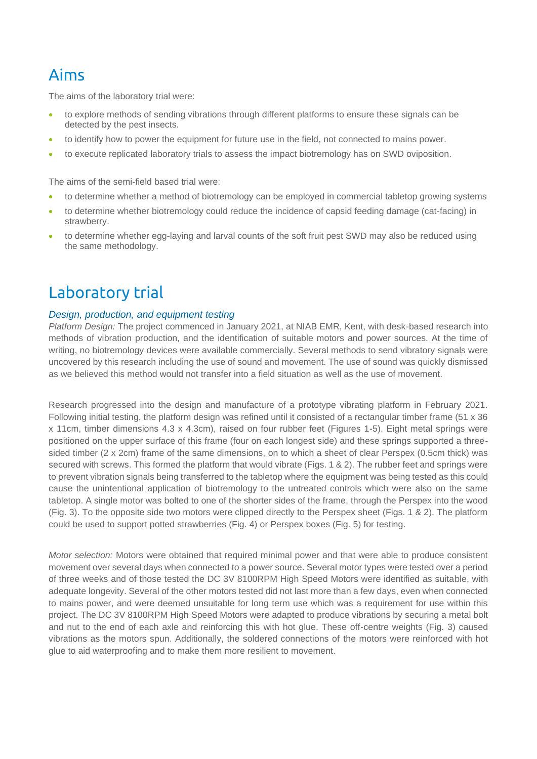# Aims

The aims of the laboratory trial were:

- to explore methods of sending vibrations through different platforms to ensure these signals can be detected by the pest insects.
- to identify how to power the equipment for future use in the field, not connected to mains power.
- to execute replicated laboratory trials to assess the impact biotremology has on SWD oviposition.

The aims of the semi-field based trial were:

- to determine whether a method of biotremology can be employed in commercial tabletop growing systems
- to determine whether biotremology could reduce the incidence of capsid feeding damage (cat-facing) in strawberry.
- to determine whether egg-laying and larval counts of the soft fruit pest SWD may also be reduced using the same methodology.

# Laboratory trial

## *Design, production, and equipment testing*

*Platform Design:* The project commenced in January 2021, at NIAB EMR, Kent, with desk-based research into methods of vibration production, and the identification of suitable motors and power sources. At the time of writing, no biotremology devices were available commercially. Several methods to send vibratory signals were uncovered by this research including the use of sound and movement. The use of sound was quickly dismissed as we believed this method would not transfer into a field situation as well as the use of movement.

Research progressed into the design and manufacture of a prototype vibrating platform in February 2021. Following initial testing, the platform design was refined until it consisted of a rectangular timber frame (51 x 36 x 11cm, timber dimensions 4.3 x 4.3cm), raised on four rubber feet (Figures 1-5). Eight metal springs were positioned on the upper surface of this frame (four on each longest side) and these springs supported a three-sided timber (2 x 2cm) frame of the same dimensions, on to which a sheet of clear Perspex (0.5cm thick) was secured with screws. This formed the platform that would vibrate (Figs. 1 & 2). The rubber feet and springs were to prevent vibration signals being transferred to the tabletop where the equipment was being tested as this could cause the unintentional application of biotremology to the untreated controls which were also on the same tabletop. A single motor was bolted to one of the shorter sides of the frame, through the Perspex into the wood (Fig. 3). To the opposite side two motors were clipped directly to the Perspex sheet (Figs. 1 & 2). The platform could be used to support potted strawberries (Fig. 4) or Perspex boxes (Fig. 5) for testing.

*Motor selection:* Motors were obtained that required minimal power and that were able to produce consistent movement over several days when connected to a power source. Several motor types were tested over a period of three weeks and of those tested the DC 3V 8100RPM High Speed Motors were identified as suitable, with adequate longevity. Several of the other motors tested did not last more than a few days, even when connected to mains power, and were deemed unsuitable for long term use which was a requirement for use within this project. The DC 3V 8100RPM High Speed Motors were adapted to produce vibrations by securing a metal bolt and nut to the end of each axle and reinforcing this with hot glue. These off-centre weights (Fig. 3) caused vibrations as the motors spun. Additionally, the soldered connections of the motors were reinforced with hot glue to aid waterproofing and to make them more resilient to movement.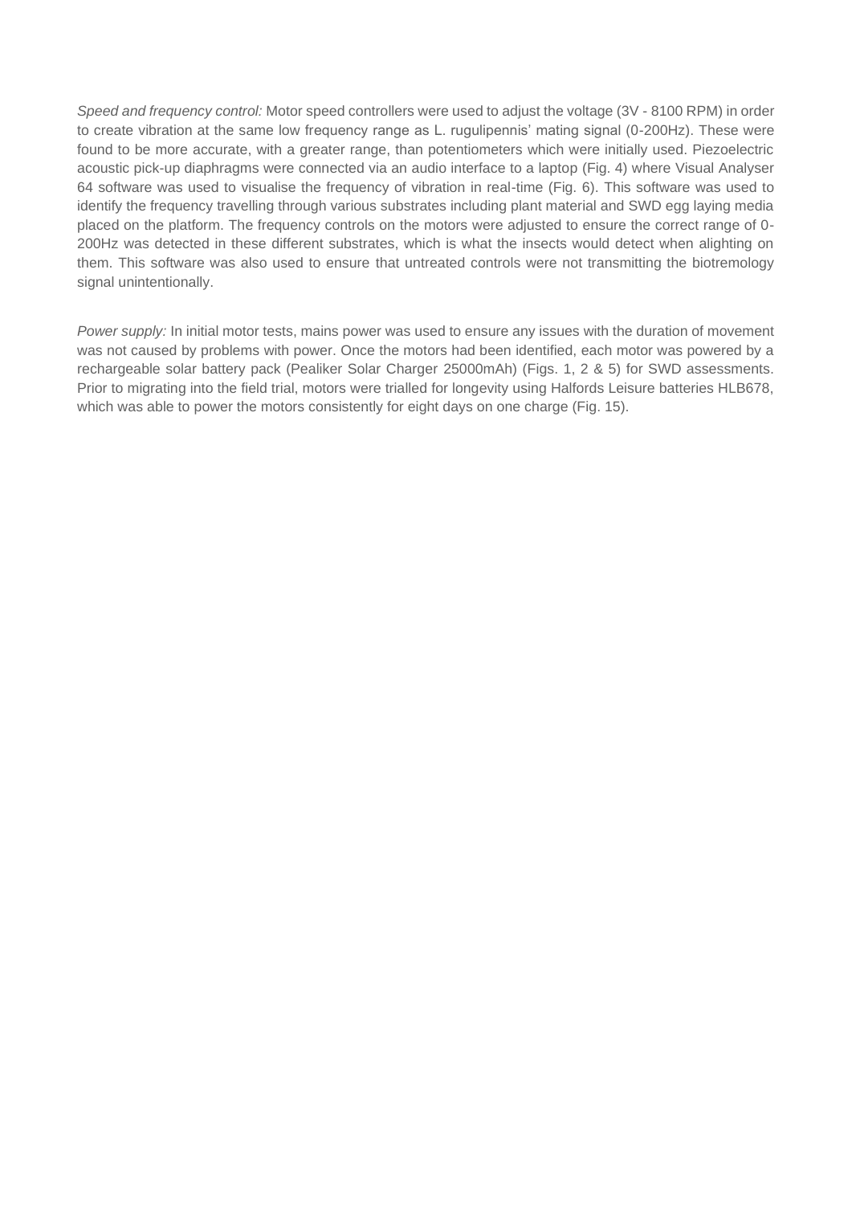*Speed and frequency control:* Motor speed controllers were used to adjust the voltage (3V - 8100 RPM) in order to create vibration at the same low frequency range as L. rugulipennis' mating signal (0-200Hz). These were found to be more accurate, with a greater range, than potentiometers which were initially used. Piezoelectric acoustic pick-up diaphragms were connected via an audio interface to a laptop (Fig. 4) where Visual Analyser 64 software was used to visualise the frequency of vibration in real-time (Fig. 6). This software was used to identify the frequency travelling through various substrates including plant material and SWD egg laying media placed on the platform. The frequency controls on the motors were adjusted to ensure the correct range of 0-200Hz was detected in these different substrates, which is what the insects would detect when alighting on them. This software was also used to ensure that untreated controls were not transmitting the biotremology signal unintentionally.

*Power supply:* In initial motor tests, mains power was used to ensure any issues with the duration of movement was not caused by problems with power. Once the motors had been identified, each motor was powered by a rechargeable solar battery pack (Pealiker Solar Charger 25000mAh) (Figs. 1, 2 & 5) for SWD assessments. Prior to migrating into the field trial, motors were trialled for longevity using Halfords Leisure batteries HLB678, which was able to power the motors consistently for eight days on one charge (Fig. 15).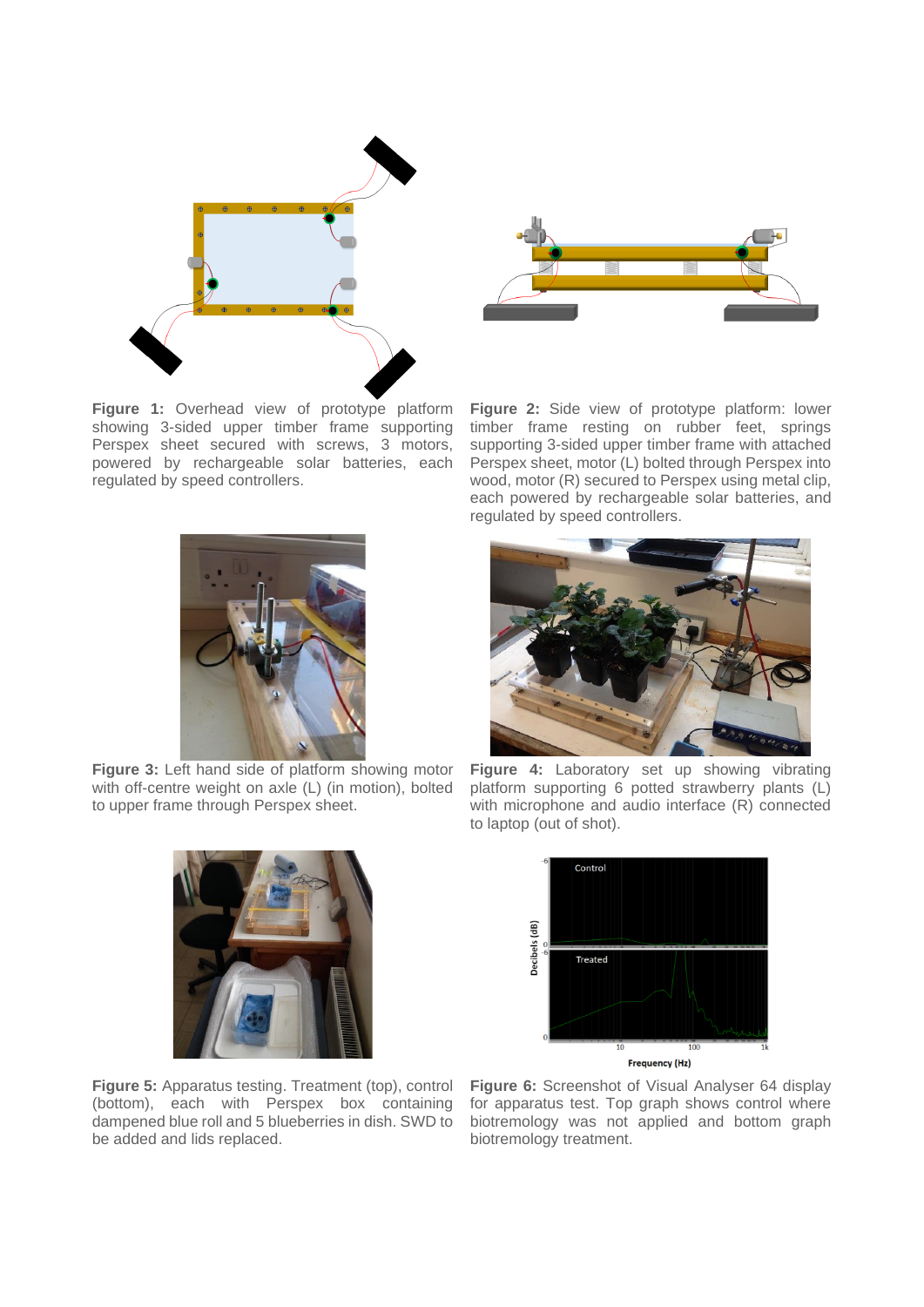**Figure 1:** Overhead view of prototype platform showing 3-sided upper timber frame supporting Perspex sheet secured with screws, 3 motors, powered by rechargeable solar batteries, each regulated by speed controllers.

**Figure 2:** Side view of prototype platform: lower timber frame resting on rubber feet, springs supporting 3-sided upper timber frame with attached Perspex sheet, motor (L) bolted through Perspex into wood, motor (R) secured to Perspex using metal clip, each powered by rechargeable solar batteries, and regulated by speed controllers.

**Figure 3:** Left hand side of platform showing motor with off-centre weight on axle (L) (in motion), bolted to upper frame through Perspex sheet.

**Figure 4:** Laboratory set up showing vibrating platform supporting 6 potted strawberry plants (L) with microphone and audio interface (R) connected to laptop (out of shot).

**Figure 5:** Apparatus testing. Treatment (top), control (bottom), each with Perspex box containing dampened blue roll and 5 blueberries in dish. SWD to be added and lids replaced.

**Figure 6:** Screenshot of Visual Analyser 64 display for apparatus test. Top graph shows control where biotremology was not applied and bottom graph biotremology treatment.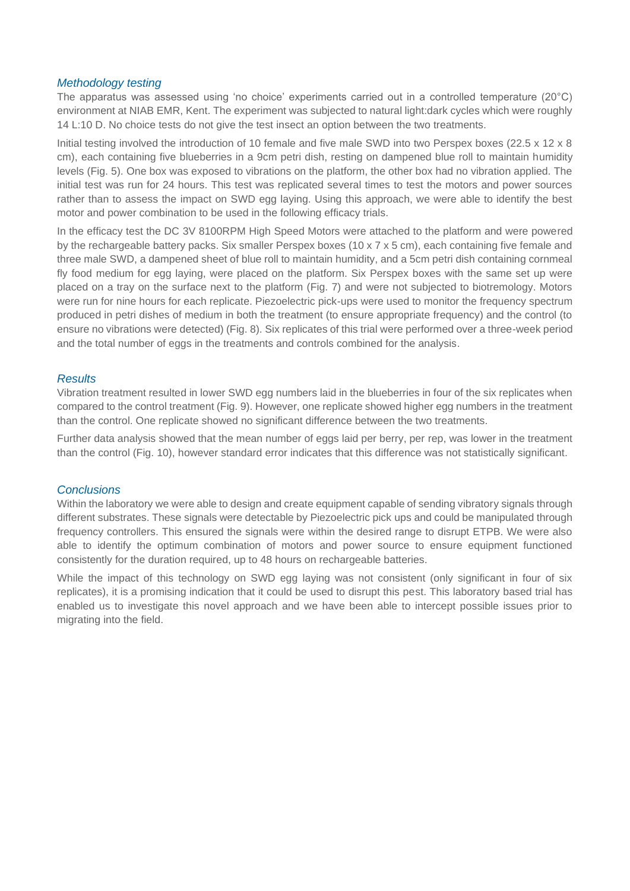### *Methodology testing*

The apparatus was assessed using 'no choice' experiments carried out in a controlled temperature (20°C) environment at NIAB EMR, Kent. The experiment was subjected to natural light:dark cycles which were roughly 14 L:10 D. No choice tests do not give the test insect an option between the two treatments.

Initial testing involved the introduction of 10 female and five male SWD into two Perspex boxes (22.5 x 12 x 8 cm), each containing five blueberries in a 9cm petri dish, resting on dampened blue roll to maintain humidity levels (Fig. 5). One box was exposed to vibrations on the platform, the other box had no vibration applied. The initial test was run for 24 hours. This test was replicated several times to test the motors and power sources rather than to assess the impact on SWD egg laying. Using this approach, we were able to identify the best motor and power combination to be used in the following efficacy trials.

In the efficacy test the DC 3V 8100RPM High Speed Motors were attached to the platform and were powered by the rechargeable battery packs. Six smaller Perspex boxes (10 x 7 x 5 cm), each containing five female and three male SWD, a dampened sheet of blue roll to maintain humidity, and a 5cm petri dish containing cornmeal fly food medium for egg laying, were placed on the platform. Six Perspex boxes with the same set up were placed on a tray on the surface next to the platform (Fig. 7) and were not subjected to biotremology. Motors were run for nine hours for each replicate. Piezoelectric pick-ups were used to monitor the frequency spectrum produced in petri dishes of medium in both the treatment (to ensure appropriate frequency) and the control (to ensure no vibrations were detected) (Fig. 8). Six replicates of this trial were performed over a three-week period and the total number of eggs in the treatments and controls combined for the analysis.

### *Results*

Vibration treatment resulted in lower SWD egg numbers laid in the blueberries in four of the six replicates when compared to the control treatment (Fig. 9). However, one replicate showed higher egg numbers in the treatment than the control. One replicate showed no significant difference between the two treatments.

Further data analysis showed that the mean number of eggs laid per berry, per rep, was lower in the treatment than the control (Fig. 10), however standard error indicates that this difference was not statistically significant.

### *Conclusions*

Within the laboratory we were able to design and create equipment capable of sending vibratory signals through different substrates. These signals were detectable by Piezoelectric pick ups and could be manipulated through frequency controllers. This ensured the signals were within the desired range to disrupt ETPB. We were also able to identify the optimum combination of motors and power source to ensure equipment functioned consistently for the duration required, up to 48 hours on rechargeable batteries.

While the impact of this technology on SWD egg laying was not consistent (only significant in four of six replicates), it is a promising indication that it could be used to disrupt this pest. This laboratory based trial has enabled us to investigate this novel approach and we have been able to intercept possible issues prior to migrating into the field.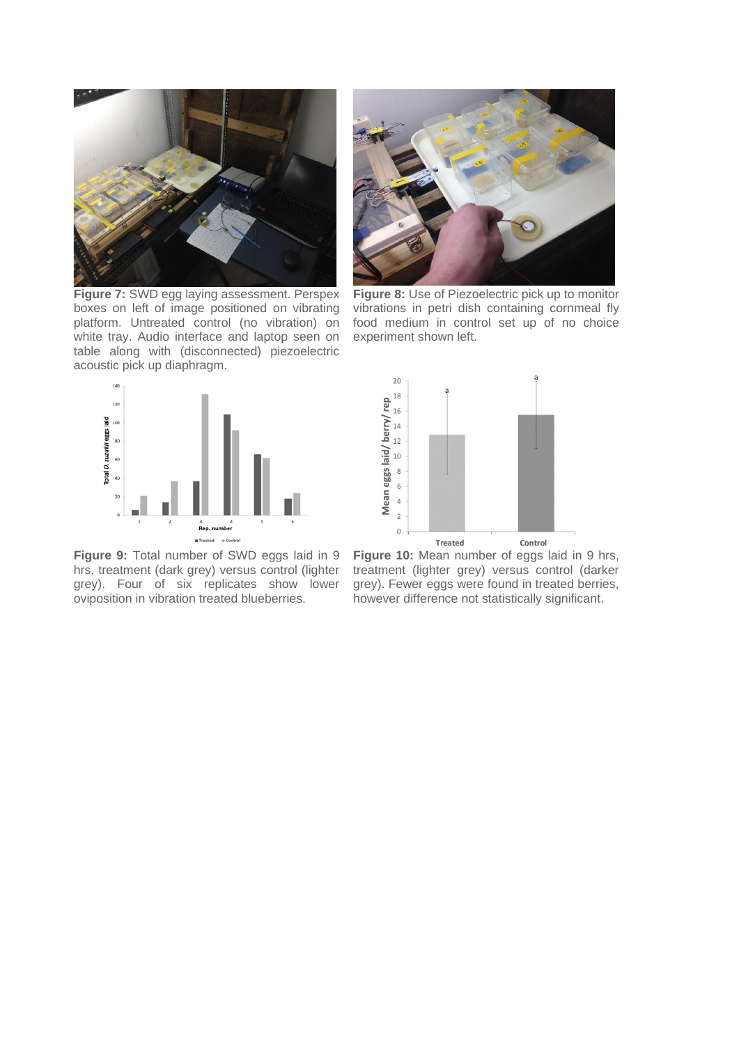**Figure 7:** SWD egg laying assessment. Perspex boxes on left of image positioned on vibrating platform. Untreated control (no vibration) on white tray. Audio interface and laptop seen on table along with (disconnected) piezoelectric acoustic pick up diaphragm.

**Figure 8:** Use of Piezoelectric pick up to monitor vibrations in petri dish containing cornmeal fly food medium in control set up of no choice experiment shown left.

**Figure 9:** Total number of SWD eggs laid in 9 hrs, treatment (dark grey) versus control (lighter grey). Four of six replicates show lower oviposition in vibration treated blueberries.

**Figure 10:** Mean number of eggs laid in 9 hrs, treatment (lighter grey) versus control (darker grey). Fewer eggs were found in treated berries, however difference not statistically significant.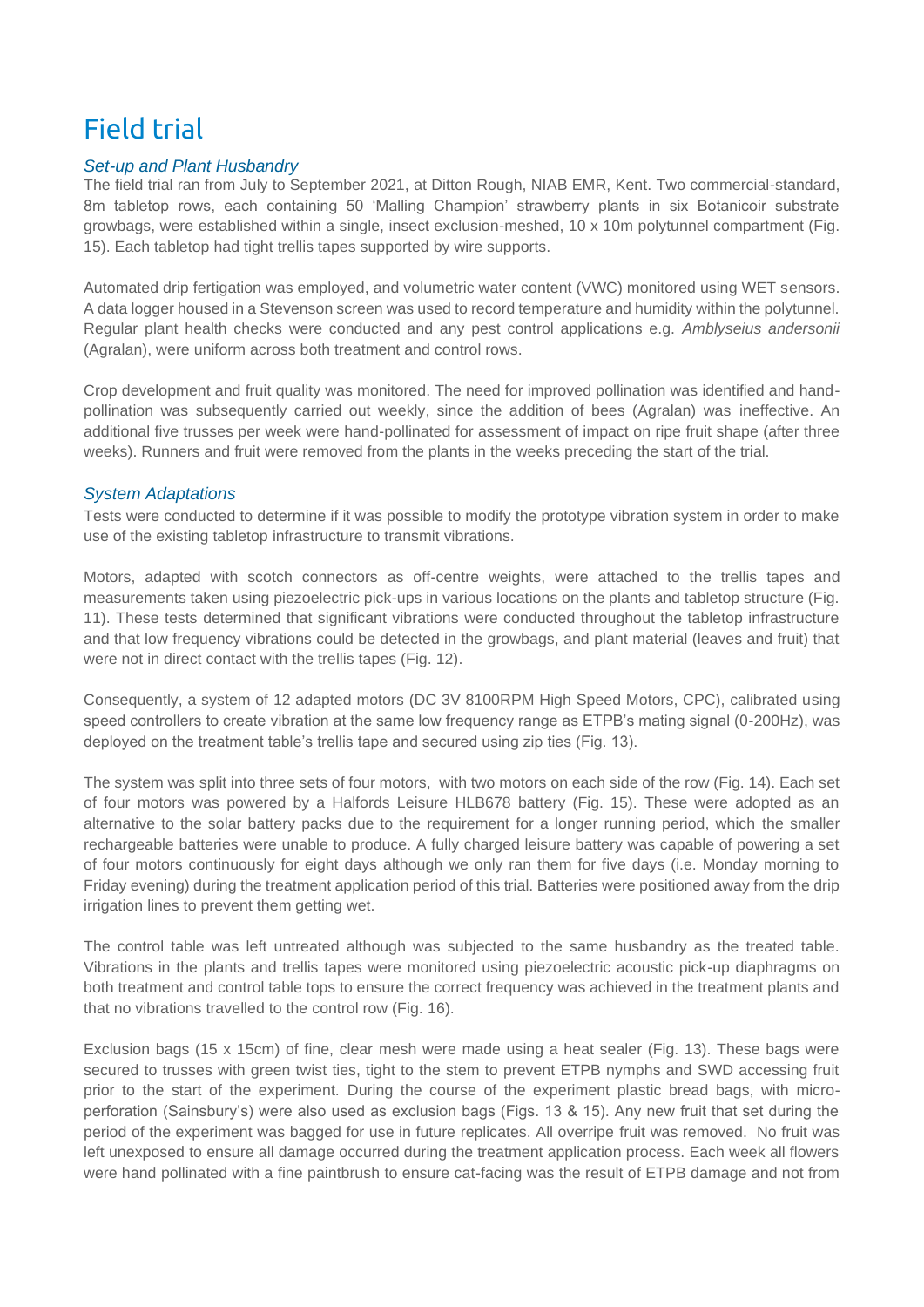# Field trial

### *Set-up and Plant Husbandry*

The field trial ran from July to September 2021, at Ditton Rough, NIAB EMR, Kent. Two commercial-standard, 8m tabletop rows, each containing 50 'Malling Champion' strawberry plants in six Botanicoir substrate growbags, were established within a single, insect exclusion-meshed, 10 x 10m polytunnel compartment (Fig. 15). Each tabletop had tight trellis tapes supported by wire supports.

Automated drip fertigation was employed, and volumetric water content (VWC) monitored using WET sensors. A data logger housed in a Stevenson screen was used to record temperature and humidity within the polytunnel. Regular plant health checks were conducted and any pest control applications e.g. *Amblyseius andersonii* (Agralan), were uniform across both treatment and control rows.

Crop development and fruit quality was monitored. The need for improved pollination was identified and hand-pollination was subsequently carried out weekly, since the addition of bees (Agralan) was ineffective. An additional five trusses per week were hand-pollinated for assessment of impact on ripe fruit shape (after three weeks). Runners and fruit were removed from the plants in the weeks preceding the start of the trial.

### *System Adaptations*

Tests were conducted to determine if it was possible to modify the prototype vibration system in order to make use of the existing tabletop infrastructure to transmit vibrations.

Motors, adapted with scotch connectors as off-centre weights, were attached to the trellis tapes and measurements taken using piezoelectric pick-ups in various locations on the plants and tabletop structure (Fig. 11). These tests determined that significant vibrations were conducted throughout the tabletop infrastructure and that low frequency vibrations could be detected in the growbags, and plant material (leaves and fruit) that were not in direct contact with the trellis tapes (Fig. 12).

Consequently, a system of 12 adapted motors (DC 3V 8100RPM High Speed Motors, CPC), calibrated using speed controllers to create vibration at the same low frequency range as ETPB's mating signal (0-200Hz), was deployed on the treatment table's trellis tape and secured using zip ties (Fig. 13).

The system was split into three sets of four motors, with two motors on each side of the row (Fig. 14). Each set of four motors was powered by a Halfords Leisure HLB678 battery (Fig. 15). These were adopted as an alternative to the solar battery packs due to the requirement for a longer running period, which the smaller rechargeable batteries were unable to produce. A fully charged leisure battery was capable of powering a set of four motors continuously for eight days although we only ran them for five days (i.e. Monday morning to Friday evening) during the treatment application period of this trial. Batteries were positioned away from the drip irrigation lines to prevent them getting wet.

The control table was left untreated although was subjected to the same husbandry as the treated table. Vibrations in the plants and trellis tapes were monitored using piezoelectric acoustic pick-up diaphragms on both treatment and control table tops to ensure the correct frequency was achieved in the treatment plants and that no vibrations travelled to the control row (Fig. 16).

Exclusion bags (15 x 15cm) of fine, clear mesh were made using a heat sealer (Fig. 13). These bags were secured to trusses with green twist ties, tight to the stem to prevent ETPB nymphs and SWD accessing fruit prior to the start of the experiment. During the course of the experiment plastic bread bags, with micro-perforation (Sainsbury's) were also used as exclusion bags (Figs. 13 & 15). Any new fruit that set during the period of the experiment was bagged for use in future replicates. All overripe fruit was removed. No fruit was left unexposed to ensure all damage occurred during the treatment application process. Each week all flowers were hand pollinated with a fine paintbrush to ensure cat-facing was the result of ETPB damage and not from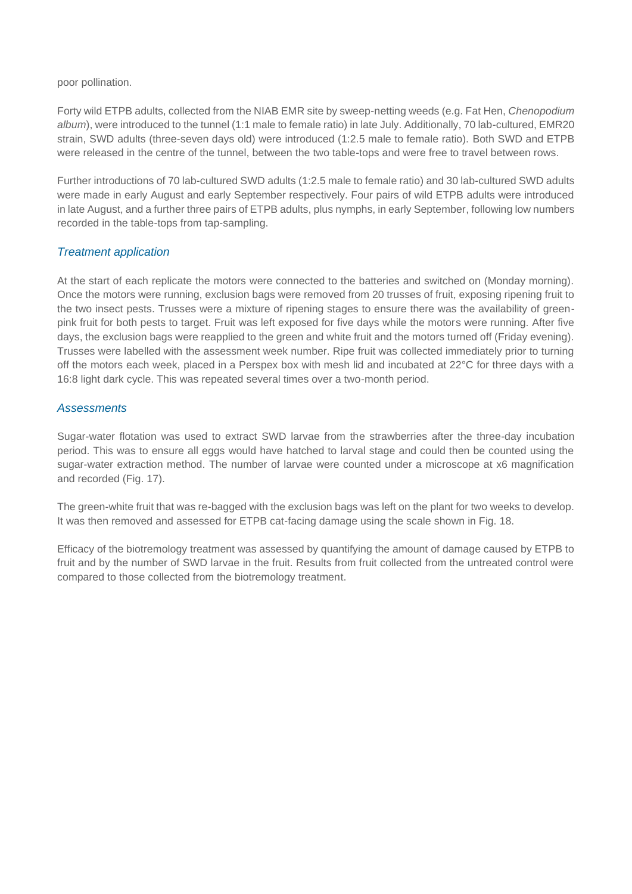poor pollination.

Forty wild ETPB adults, collected from the NIAB EMR site by sweep-netting weeds (e.g. Fat Hen, *Chenopodium album*), were introduced to the tunnel (1:1 male to female ratio) in late July. Additionally, 70 lab-cultured, EMR20 strain, SWD adults (three-seven days old) were introduced (1:2.5 male to female ratio). Both SWD and ETPB were released in the centre of the tunnel, between the two table-tops and were free to travel between rows.

Further introductions of 70 lab-cultured SWD adults (1:2.5 male to female ratio) and 30 lab-cultured SWD adults were made in early August and early September respectively. Four pairs of wild ETPB adults were introduced in late August, and a further three pairs of ETPB adults, plus nymphs, in early September, following low numbers recorded in the table-tops from tap-sampling.

### *Treatment application*

At the start of each replicate the motors were connected to the batteries and switched on (Monday morning). Once the motors were running, exclusion bags were removed from 20 trusses of fruit, exposing ripening fruit to the two insect pests. Trusses were a mixture of ripening stages to ensure there was the availability of green-pink fruit for both pests to target. Fruit was left exposed for five days while the motors were running. After five days, the exclusion bags were reapplied to the green and white fruit and the motors turned off (Friday evening). Trusses were labelled with the assessment week number. Ripe fruit was collected immediately prior to turning off the motors each week, placed in a Perspex box with mesh lid and incubated at 22°C for three days with a 16:8 light dark cycle. This was repeated several times over a two-month period.

### *Assessments*

Sugar-water flotation was used to extract SWD larvae from the strawberries after the three-day incubation period. This was to ensure all eggs would have hatched to larval stage and could then be counted using the sugar-water extraction method. The number of larvae were counted under a microscope at x6 magnification and recorded (Fig. 17).

The green-white fruit that was re-bagged with the exclusion bags was left on the plant for two weeks to develop. It was then removed and assessed for ETPB cat-facing damage using the scale shown in Fig. 18.

Efficacy of the biotremology treatment was assessed by quantifying the amount of damage caused by ETPB to fruit and by the number of SWD larvae in the fruit. Results from fruit collected from the untreated control were compared to those collected from the biotremology treatment.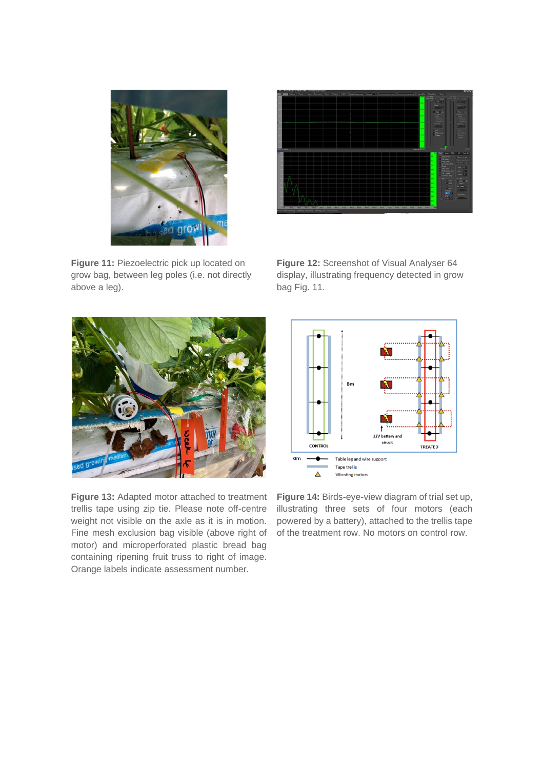**Figure 11:** Piezoelectric pick up located on grow bag, between leg poles (i.e. not directly above a leg).

**Figure 12:** Screenshot of Visual Analyser 64 display, illustrating frequency detected in grow bag Fig. 11.

**Figure 13:** Adapted motor attached to treatment trellis tape using zip tie. Please note off-centre weight not visible on the axle as it is in motion. Fine mesh exclusion bag visible (above right of motor) and microperforated plastic bread bag containing ripening fruit truss to right of image. Orange labels indicate assessment number.

**Figure 14:** Birds-eye-view diagram of trial set up, illustrating three sets of four motors (each powered by a battery), attached to the trellis tape of the treatment row. No motors on control row.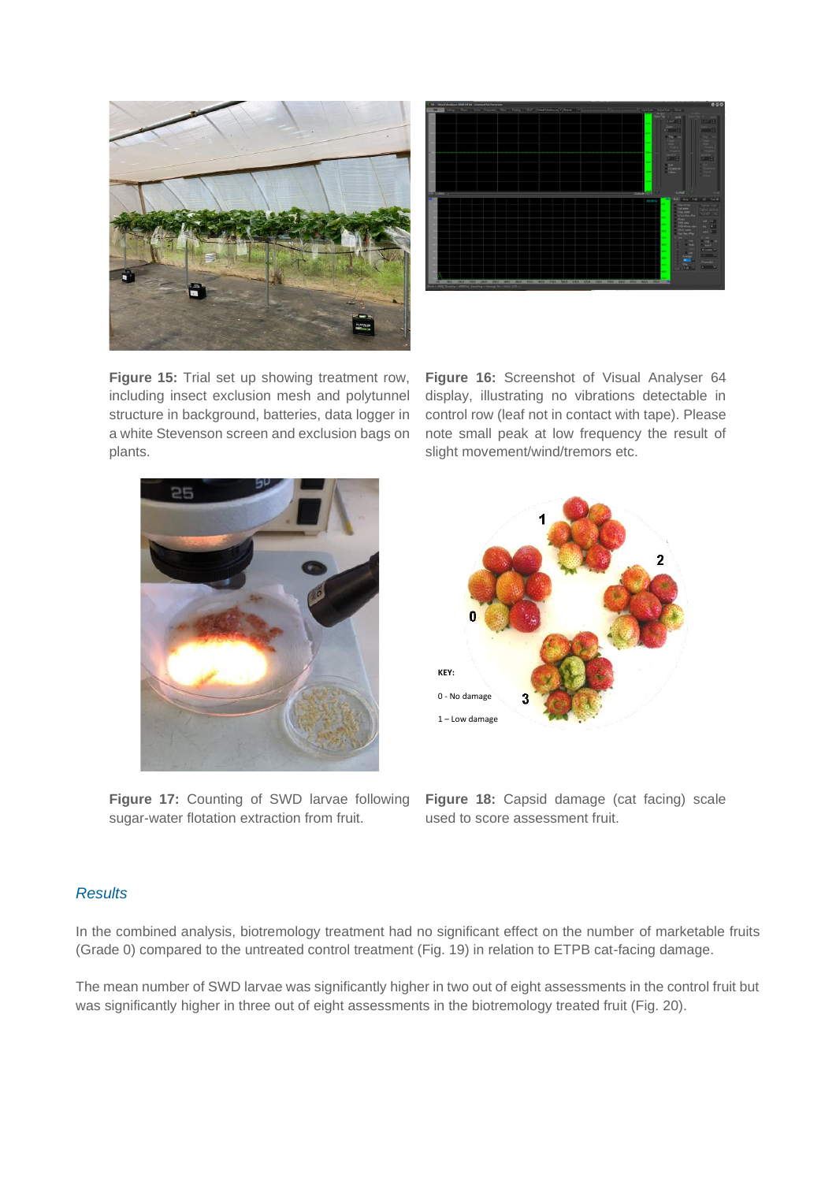**Figure 15:** Trial set up showing treatment row, including insect exclusion mesh and polytunnel structure in background, batteries, data logger in a white Stevenson screen and exclusion bags on plants.

**Figure 16:** Screenshot of Visual Analyser 64 display, illustrating no vibrations detectable in control row (leaf not in contact with tape). Please note small peak at low frequency the result of slight movement/wind/tremors etc.

**Figure 17:** Counting of SWD larvae following sugar-water flotation extraction from fruit.

**Figure 18:** Capsid damage (cat facing) scale used to score assessment fruit.

### *Results*

In the combined analysis, biotremology treatment had no significant effect on the number of marketable fruits (Grade 0) compared to the untreated control treatment (Fig. 19) in relation to ETPB cat-facing damage.

The mean number of SWD larvae was significantly higher in two out of eight assessments in the control fruit but was significantly higher in three out of eight assessments in the biotremology treated fruit (Fig. 20).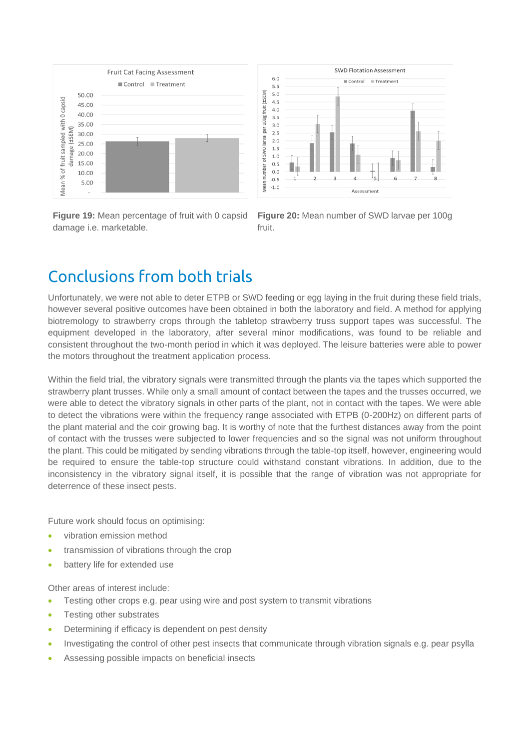**Figure 19:** Mean percentage of fruit with 0 capsid damage i.e. marketable.

**Figure 20:** Mean number of SWD larvae per 100g fruit.

## Conclusions from both trials

Unfortunately, we were not able to deter ETPB or SWD feeding or egg laying in the fruit during these field trials, however several positive outcomes have been obtained in both the laboratory and field. A method for applying biotremology to strawberry crops through the tabletop strawberry truss support tapes was successful. The equipment developed in the laboratory, after several minor modifications, was found to be reliable and consistent throughout the two-month period in which it was deployed. The leisure batteries were able to power the motors throughout the treatment application process.

Within the field trial, the vibratory signals were transmitted through the plants via the tapes which supported the strawberry plant trusses. While only a small amount of contact between the tapes and the trusses occurred, we were able to detect the vibratory signals in other parts of the plant, not in contact with the tapes. We were able to detect the vibrations were within the frequency range associated with ETPB (0-200Hz) on different parts of the plant material and the coir growing bag. It is worthy of note that the furthest distances away from the point of contact with the trusses were subjected to lower frequencies and so the signal was not uniform throughout the plant. This could be mitigated by sending vibrations through the table-top itself, however, engineering would be required to ensure the table-top structure could withstand constant vibrations. In addition, due to the inconsistency in the vibratory signal itself, it is possible that the range of vibration was not appropriate for deterrence of these insect pests.

Future work should focus on optimising:

- vibration emission method
- transmission of vibrations through the crop
- battery life for extended use

Other areas of interest include:

- Testing other crops e.g. pear using wire and post system to transmit vibrations
- Testing other substrates
- Determining if efficacy is dependent on pest density
- Investigating the control of other pest insects that communicate through vibration signals e.g. pear psylla
- Assessing possible impacts on beneficial insects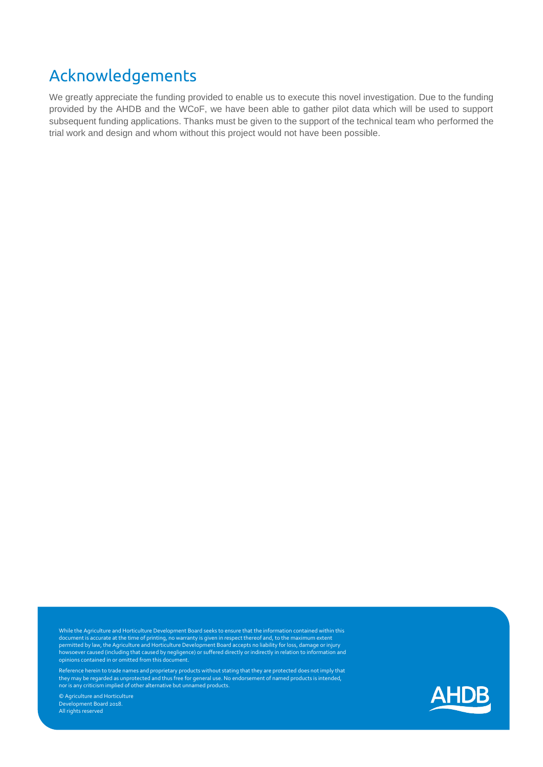# Acknowledgements

We greatly appreciate the funding provided to enable us to execute this novel investigation. Due to the funding provided by the AHDB and the WCoF, we have been able to gather pilot data which will be used to support subsequent funding applications. Thanks must be given to the support of the technical team who performed the trial work and design and whom without this project would not have been possible.

While the Agriculture and Horticulture Development Board seeks to ensure that the information contained within this document is accurate at the time of printing, no warranty is given in respect thereof and, to the maximum extent permitted by law, the Agriculture and Horticulture Development Board accepts no liability for loss, damage or injury howsoever caused (including that caused by negligence) or suffered directly or indirectly in relation to information and opinions contained in or omitted from this document.

Reference herein to trade names and proprietary products without stating that they are protected does not imply that they may be regarded as unprotected and thus free for general use. No endorsement of named products is intended, nor is any criticism implied of other alternative but unnamed products.

© Agriculture and Horticulture Development Board 2018. All rights reserved

AHDB